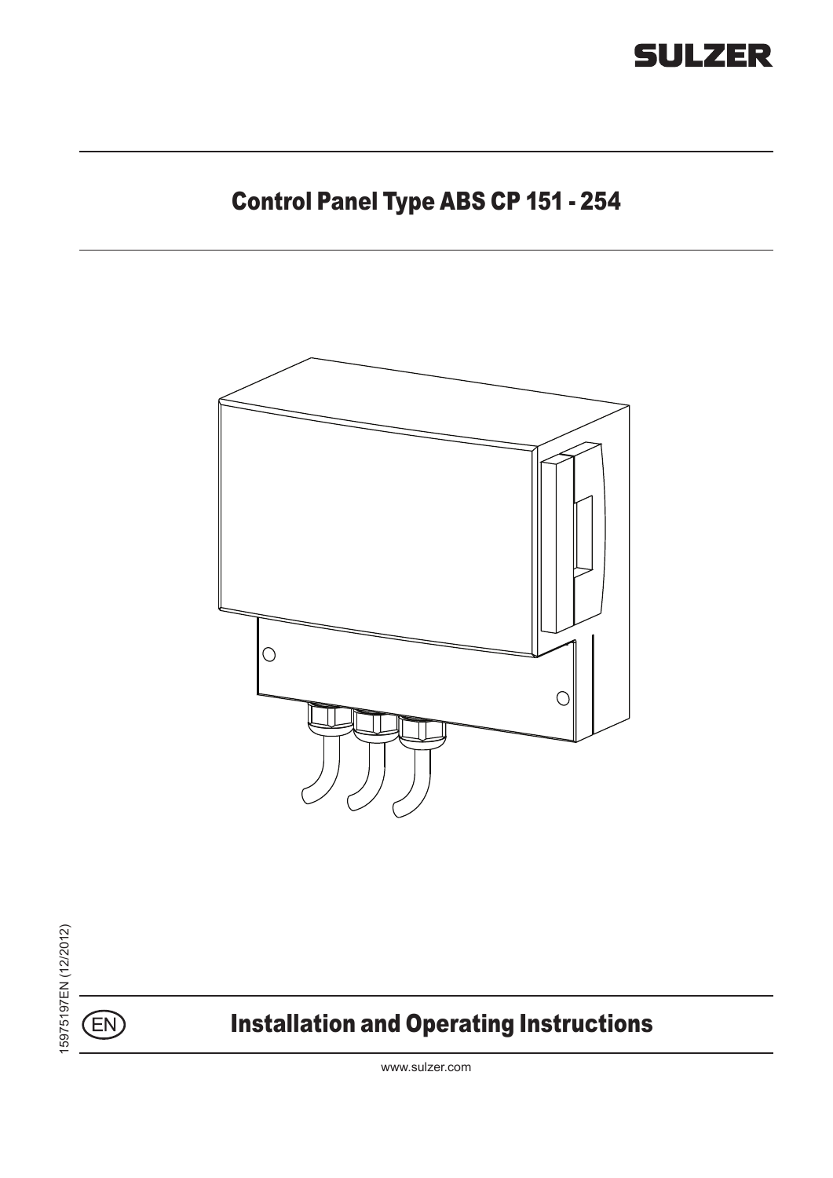SULZER

# Control Panel Type ABS CP 151 - 254

15975197EN (12/2012)

EN

## Installation and Operating Instructions

www.sulzer.com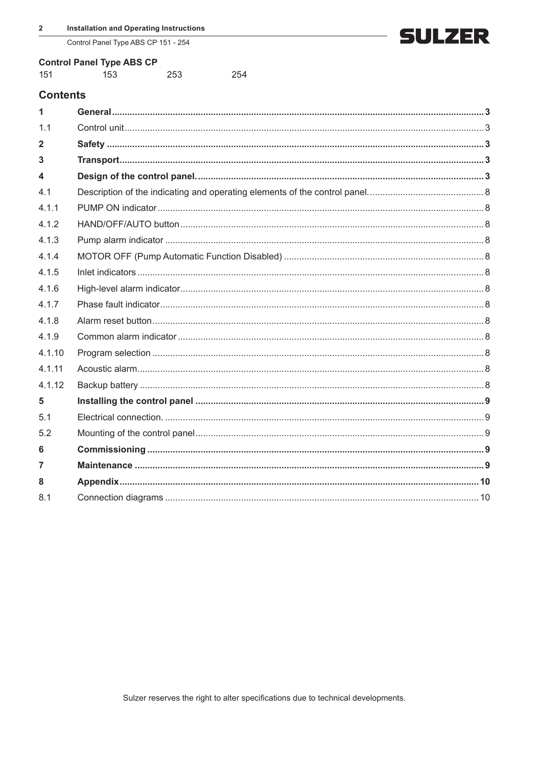**Control Panel Type ABS CP**

| 151 | 153 | 253 | 254 |
|---|---|---|---|

## Contents

| | | |
|---|---|---|
| **1** | **General** | **3** |
| 1.1 | Control unit | 3 |
| **2** | **Safety** | **3** |
| **3** | **Transport** | **3** |
| **4** | **Design of the control panel.** | **3** |
| 4.1 | Description of the indicating and operating elements of the control panel. | 8 |
| 4.1.1 | PUMP ON indicator | 8 |
| 4.1.2 | HAND/OFF/AUTO button | 8 |
| 4.1.3 | Pump alarm indicator | 8 |
| 4.1.4 | MOTOR OFF (Pump Automatic Function Disabled) | 8 |
| 4.1.5 | Inlet indicators | 8 |
| 4.1.6 | High-level alarm indicator | 8 |
| 4.1.7 | Phase fault indicator | 8 |
| 4.1.8 | Alarm reset button | 8 |
| 4.1.9 | Common alarm indicator | 8 |
| 4.1.10 | Program selection | 8 |
| 4.1.11 | Acoustic alarm | 8 |
| 4.1.12 | Backup battery | 8 |
| **5** | **Installing the control panel** | **9** |
| 5.1 | Electrical connection. | 9 |
| 5.2 | Mounting of the control panel | 9 |
| **6** | **Commissioning** | **9** |
| **7** | **Maintenance** | **9** |
| **8** | **Appendix** | **10** |
| 8.1 | Connection diagrams | 10 |

Sulzer reserves the right to alter specifications due to technical developments.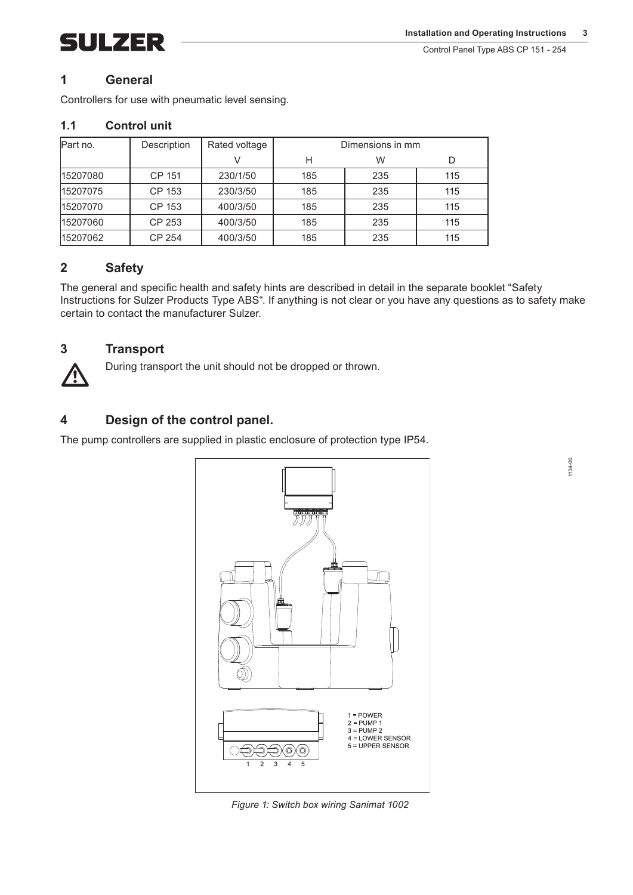# 1 General

Controllers for use with pneumatic level sensing.

## 1.1 Control unit

| Part no. | Description | Rated voltage | Dimensions in mm | | |
|---|---|---|---|---|---|
| | | V | H | W | D |
| 15207080 | CP 151 | 230/1/50 | 185 | 235 | 115 |
| 15207075 | CP 153 | 230/3/50 | 185 | 235 | 115 |
| 15207070 | CP 153 | 400/3/50 | 185 | 235 | 115 |
| 15207060 | CP 253 | 400/3/50 | 185 | 235 | 115 |
| 15207062 | CP 254 | 400/3/50 | 185 | 235 | 115 |

# 2 Safety

The general and specific health and safety hints are described in detail in the separate booklet "Safety Instructions for Sulzer Products Type ABS". If anything is not clear or you have any questions as to safety make certain to contact the manufacturer Sulzer.

# 3 Transport

During transport the unit should not be dropped or thrown.

# 4 Design of the control panel.

The pump controllers are supplied in plastic enclosure of protection type IP54.

1 = POWER
2 = PUMP 1
3 = PUMP 2
4 = LOWER SENSOR
5 = UPPER SENSOR

*Figure 1: Switch box wiring Sanimat 1002*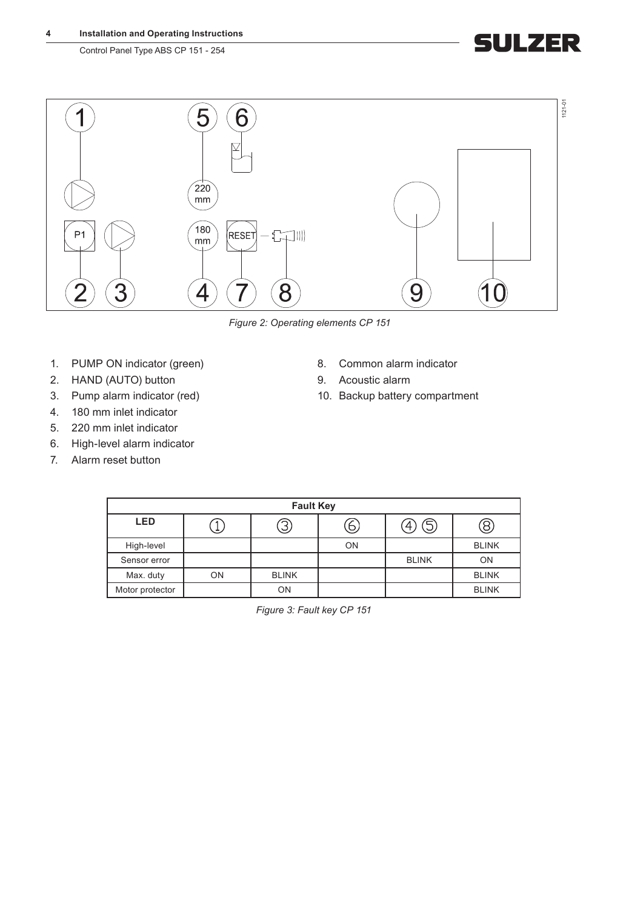*Figure 2: Operating elements CP 151*

1. PUMP ON indicator (green)
2. HAND (AUTO) button
3. Pump alarm indicator (red)
4. 180 mm inlet indicator
5. 220 mm inlet indicator
6. High-level alarm indicator
7. Alarm reset button
8. Common alarm indicator
9. Acoustic alarm
10. Backup battery compartment

| Fault Key | | | | | |
|---|---|---|---|---|---|
| LED | (1) | (3) | (6) | (4) (5) | (8) |
| High-level | | | ON | | BLINK |
| Sensor error | | | | BLINK | ON |
| Max. duty | ON | BLINK | | | BLINK |
| Motor protector | | ON | | | BLINK |

*Figure 3: Fault key CP 151*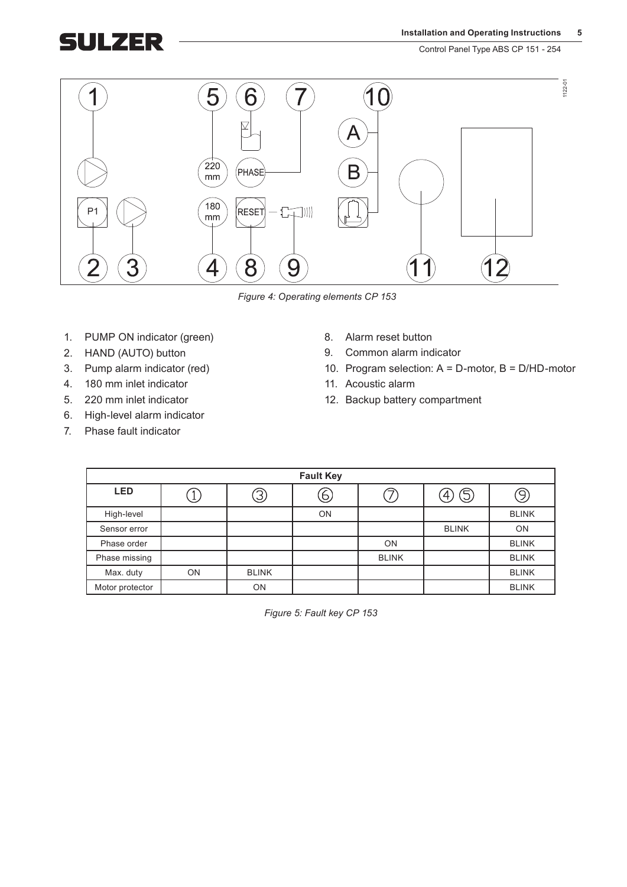*Figure 4: Operating elements CP 153*

1. PUMP ON indicator (green)
2. HAND (AUTO) button
3. Pump alarm indicator (red)
4. 180 mm inlet indicator
5. 220 mm inlet indicator
6. High-level alarm indicator
7. Phase fault indicator
8. Alarm reset button
9. Common alarm indicator
10. Program selection: A = D-motor, B = D/HD-motor
11. Acoustic alarm
12. Backup battery compartment

| Fault Key | | | | | | |
|---|---|---|---|---|---|---|
| **LED** | ① | ③ | ⑥ | ⑦ | ④ ⑤ | ⑨ |
| High-level | | | ON | | | BLINK |
| Sensor error | | | | | BLINK | ON |
| Phase order | | | | ON | | BLINK |
| Phase missing | | | | BLINK | | BLINK |
| Max. duty | ON | BLINK | | | | BLINK |
| Motor protector | | ON | | | | BLINK |

*Figure 5: Fault key CP 153*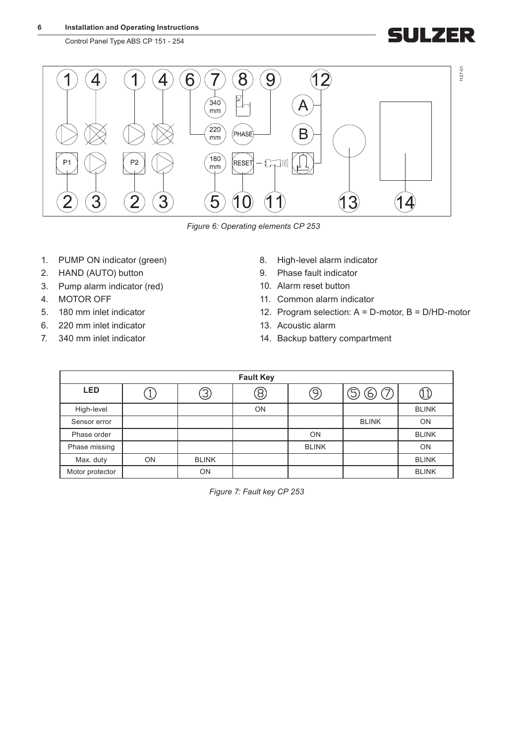*Figure 6: Operating elements CP 253*

1. PUMP ON indicator (green)
2. HAND (AUTO) button
3. Pump alarm indicator (red)
4. MOTOR OFF
5. 180 mm inlet indicator
6. 220 mm inlet indicator
7. 340 mm inlet indicator
8. High-level alarm indicator
9. Phase fault indicator
10. Alarm reset button
11. Common alarm indicator
12. Program selection: A = D-motor, B = D/HD-motor
13. Acoustic alarm
14. Backup battery compartment

| Fault Key | | | | | | |
|---|---|---|---|---|---|---|
| **LED** | 1 | 3 | 8 | 9 | 5 6 7 | 11 |
| High-level | | | ON | | | BLINK |
| Sensor error | | | | | BLINK | ON |
| Phase order | | | | ON | | BLINK |
| Phase missing | | | | BLINK | | ON |
| Max. duty | ON | BLINK | | | | BLINK |
| Motor protector | | ON | | | | BLINK |

*Figure 7: Fault key CP 253*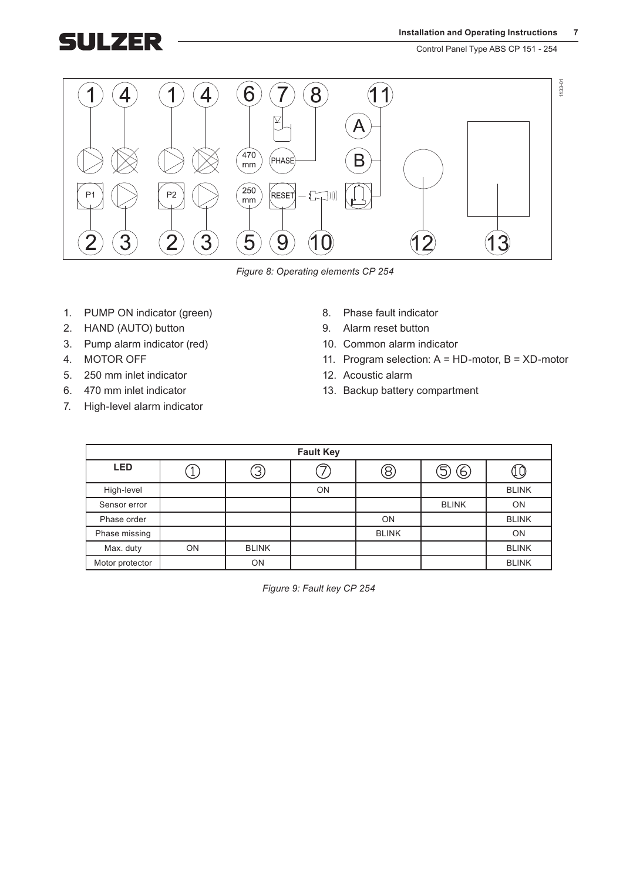*Figure 8: Operating elements CP 254*

1. PUMP ON indicator (green)
2. HAND (AUTO) button
3. Pump alarm indicator (red)
4. MOTOR OFF
5. 250 mm inlet indicator
6. 470 mm inlet indicator
7. High-level alarm indicator
8. Phase fault indicator
9. Alarm reset button
10. Common alarm indicator
11. Program selection: A = HD-motor, B = XD-motor
12. Acoustic alarm
13. Backup battery compartment

| **Fault Key** | | | | | | |
|---|---|---|---|---|---|---|
| **LED** | ① | ③ | ⑦ | ⑧ | ⑤ ⑥ | ⑩ |
| High-level | | | ON | | | BLINK |
| Sensor error | | | | | BLINK | ON |
| Phase order | | | | ON | | BLINK |
| Phase missing | | | | BLINK | | ON |
| Max. duty | ON | BLINK | | | | BLINK |
| Motor protector | | ON | | | | BLINK |

*Figure 9: Fault key CP 254*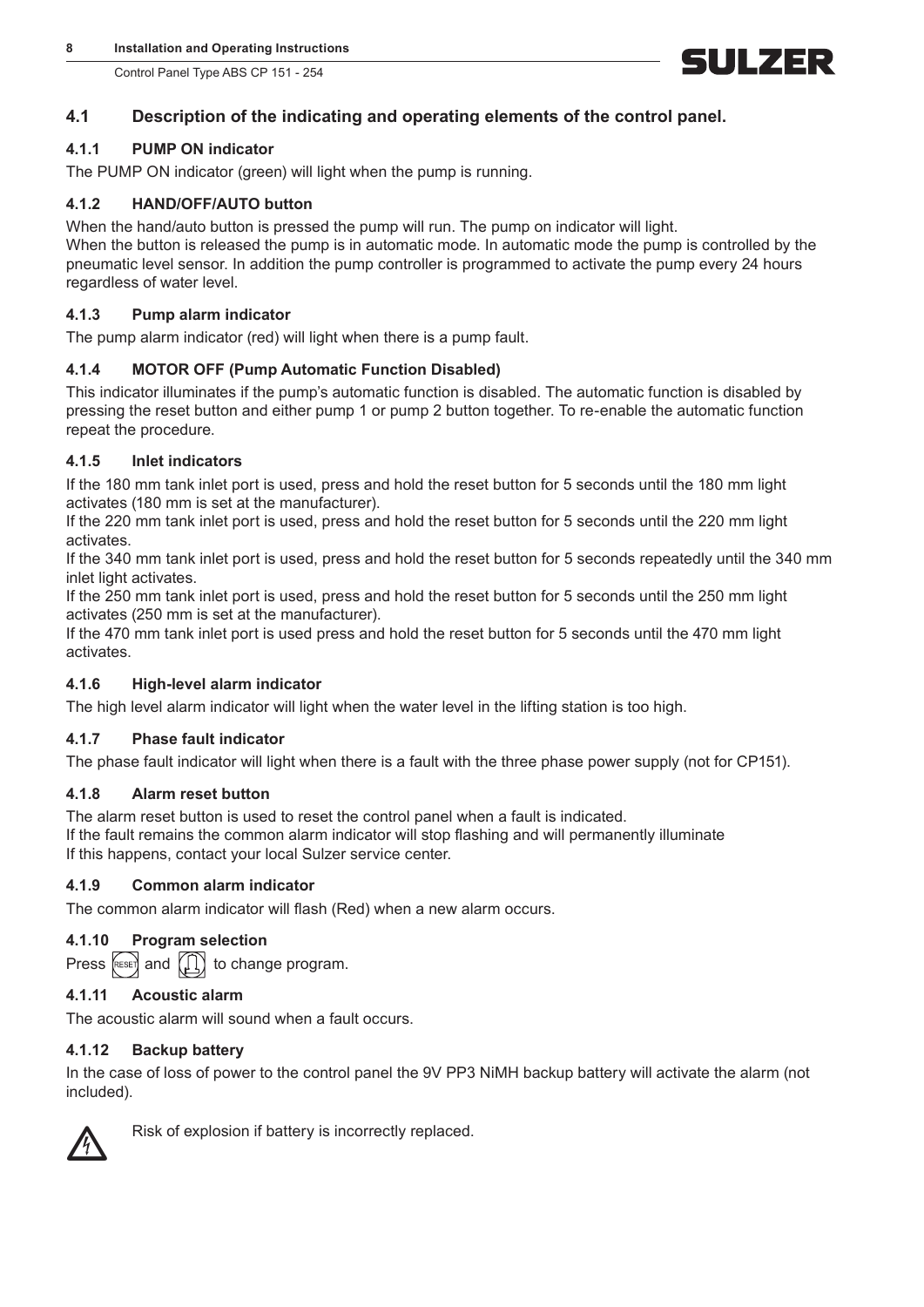## 4.1 Description of the indicating and operating elements of the control panel.

### 4.1.1 PUMP ON indicator

The PUMP ON indicator (green) will light when the pump is running.

### 4.1.2 HAND/OFF/AUTO button

When the hand/auto button is pressed the pump will run. The pump on indicator will light.
When the button is released the pump is in automatic mode. In automatic mode the pump is controlled by the pneumatic level sensor. In addition the pump controller is programmed to activate the pump every 24 hours regardless of water level.

### 4.1.3 Pump alarm indicator

The pump alarm indicator (red) will light when there is a pump fault.

### 4.1.4 MOTOR OFF (Pump Automatic Function Disabled)

This indicator illuminates if the pump's automatic function is disabled. The automatic function is disabled by pressing the reset button and either pump 1 or pump 2 button together. To re-enable the automatic function repeat the procedure.

### 4.1.5 Inlet indicators

If the 180 mm tank inlet port is used, press and hold the reset button for 5 seconds until the 180 mm light activates (180 mm is set at the manufacturer).
If the 220 mm tank inlet port is used, press and hold the reset button for 5 seconds until the 220 mm light activates.
If the 340 mm tank inlet port is used, press and hold the reset button for 5 seconds repeatedly until the 340 mm inlet light activates.
If the 250 mm tank inlet port is used, press and hold the reset button for 5 seconds until the 250 mm light activates (250 mm is set at the manufacturer).
If the 470 mm tank inlet port is used press and hold the reset button for 5 seconds until the 470 mm light activates.

### 4.1.6 High-level alarm indicator

The high level alarm indicator will light when the water level in the lifting station is too high.

### 4.1.7 Phase fault indicator

The phase fault indicator will light when there is a fault with the three phase power supply (not for CP151).

### 4.1.8 Alarm reset button

The alarm reset button is used to reset the control panel when a fault is indicated.
If the fault remains the common alarm indicator will stop flashing and will permanently illuminate
If this happens, contact your local Sulzer service center.

### 4.1.9 Common alarm indicator

The common alarm indicator will flash (Red) when a new alarm occurs.

### 4.1.10 Program selection

Press [RESET] and [pump] to change program.

### 4.1.11 Acoustic alarm

The acoustic alarm will sound when a fault occurs.

### 4.1.12 Backup battery

In the case of loss of power to the control panel the 9V PP3 NiMH backup battery will activate the alarm (not included).

Risk of explosion if battery is incorrectly replaced.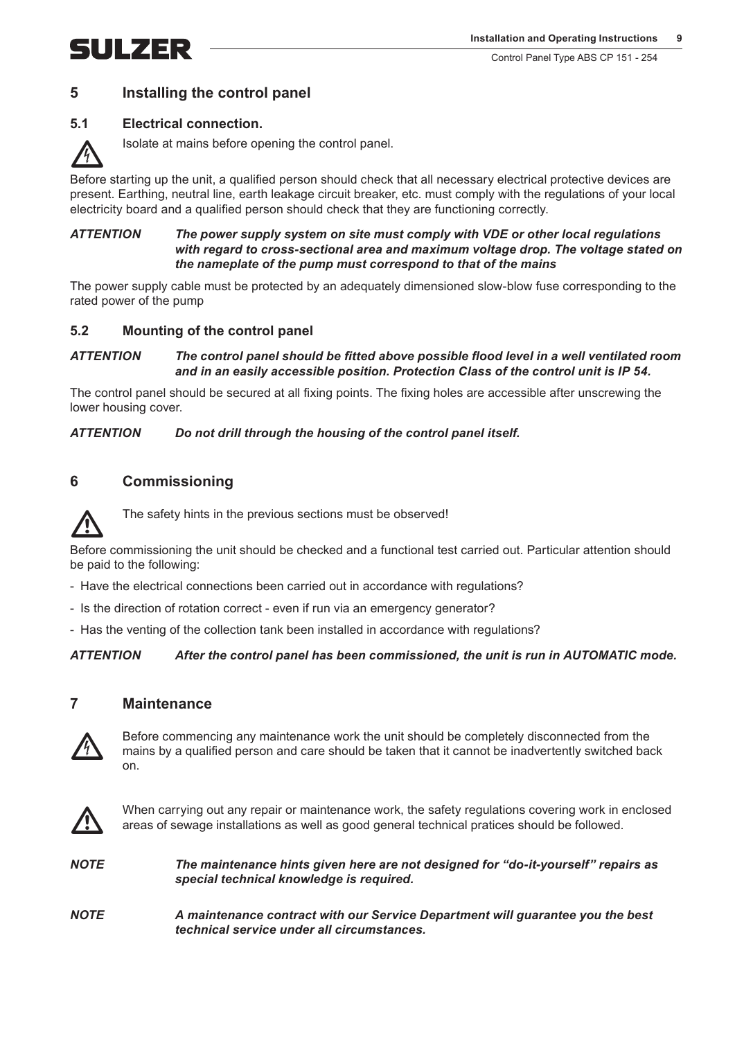## 5 Installing the control panel

### 5.1 Electrical connection.

Isolate at mains before opening the control panel.

Before starting up the unit, a qualified person should check that all necessary electrical protective devices are present. Earthing, neutral line, earth leakage circuit breaker, etc. must comply with the regulations of your local electricity board and a qualified person should check that they are functioning correctly.

***ATTENTION*** ***The power supply system on site must comply with VDE or other local regulations with regard to cross-sectional area and maximum voltage drop. The voltage stated on the nameplate of the pump must correspond to that of the mains***

The power supply cable must be protected by an adequately dimensioned slow-blow fuse corresponding to the rated power of the pump

### 5.2 Mounting of the control panel

***ATTENTION*** ***The control panel should be fitted above possible flood level in a well ventilated room and in an easily accessible position. Protection Class of the control unit is IP 54.***

The control panel should be secured at all fixing points. The fixing holes are accessible after unscrewing the lower housing cover.

***ATTENTION*** ***Do not drill through the housing of the control panel itself.***

## 6 Commissioning

The safety hints in the previous sections must be observed!

Before commissioning the unit should be checked and a functional test carried out. Particular attention should be paid to the following:

- Have the electrical connections been carried out in accordance with regulations?
- Is the direction of rotation correct - even if run via an emergency generator?
- Has the venting of the collection tank been installed in accordance with regulations?

***ATTENTION*** ***After the control panel has been commissioned, the unit is run in AUTOMATIC mode.***

## 7 Maintenance

Before commencing any maintenance work the unit should be completely disconnected from the mains by a qualified person and care should be taken that it cannot be inadvertently switched back on.

When carrying out any repair or maintenance work, the safety regulations covering work in enclosed areas of sewage installations as well as good general technical pratices should be followed.

***NOTE*** ***The maintenance hints given here are not designed for “do-it-yourself” repairs as special technical knowledge is required.***

***NOTE*** ***A maintenance contract with our Service Department will guarantee you the best technical service under all circumstances.***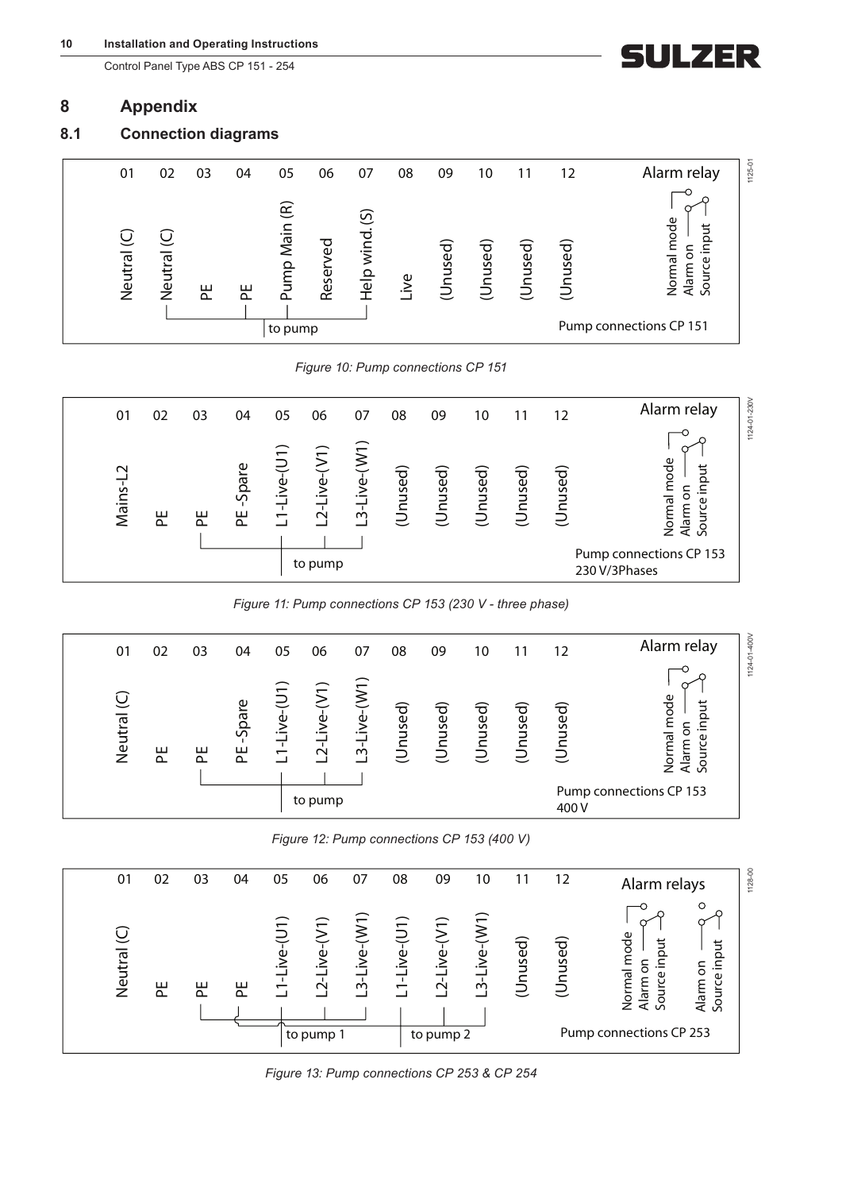# 8 Appendix

## 8.1 Connection diagrams

| 01 | 02 | 03 | 04 | 05 | 06 | 07 | 08 | 09 | 10 | 11 | 12 | Alarm relay |
|---|---|---|---|---|---|---|---|---|---|---|---|---|
| Neutral (C) | Neutral (C) | PE | PE | Pump Main (R) | Reserved | Help wind. (S) | Live | (Unused) | (Unused) | (Unused) | (Unused) | Normal mode / Alarm on / Source input |

to pump

Pump connections CP 151

1125-01

*Figure 10: Pump connections CP 151*

| 01 | 02 | 03 | 04 | 05 | 06 | 07 | 08 | 09 | 10 | 11 | 12 | Alarm relay |
|---|---|---|---|---|---|---|---|---|---|---|---|---|
| Mains-L2 | PE | PE | PE -Spare | L1-Live-(U1) | L2-Live-(V1) | L3-Live-(W1) | (Unused) | (Unused) | (Unused) | (Unused) | (Unused) | Normal mode / Alarm on / Source input |

to pump

Pump connections CP 153 230 V/3Phases

1124-01-230V

*Figure 11: Pump connections CP 153 (230 V - three phase)*

| 01 | 02 | 03 | 04 | 05 | 06 | 07 | 08 | 09 | 10 | 11 | 12 | Alarm relay |
|---|---|---|---|---|---|---|---|---|---|---|---|---|
| Neutral (C) | PE | PE | PE -Spare | L1-Live-(U1) | L2-Live-(V1) | L3-Live-(W1) | (Unused) | (Unused) | (Unused) | (Unused) | (Unused) | Normal mode / Alarm on / Source input |

to pump

Pump connections CP 153 400 V

1124-01-400V

*Figure 12: Pump connections CP 153 (400 V)*

| 01 | 02 | 03 | 04 | 05 | 06 | 07 | 08 | 09 | 10 | 11 | 12 | Alarm relays |
|---|---|---|---|---|---|---|---|---|---|---|---|---|
| Neutral (C) | PE | PE | PE | L1-Live-(U1) | L2-Live-(V1) | L3-Live-(W1) | L1-Live-(U1) | L2-Live-(V1) | L3-Live-(W1) | (Unused) | (Unused) | Normal mode / Alarm on / Source input; Alarm on / Source input |

to pump 1 | to pump 2

Pump connections CP 253

1128-00

*Figure 13: Pump connections CP 253 & CP 254*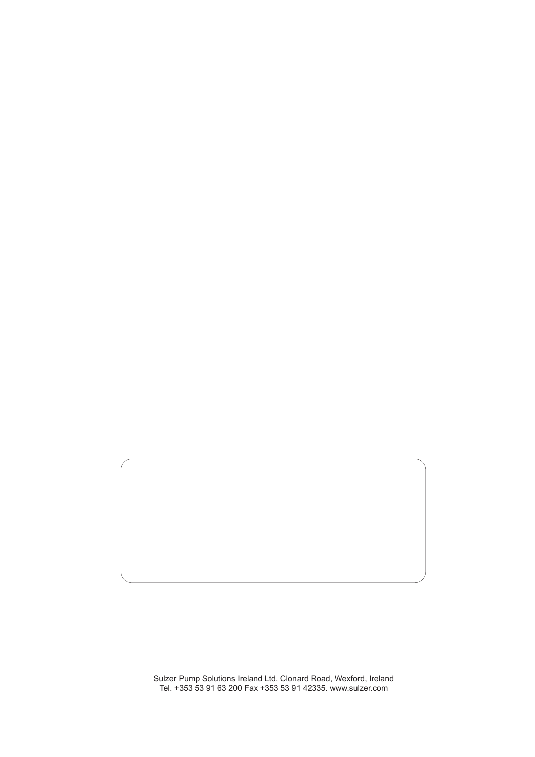Sulzer Pump Solutions Ireland Ltd. Clonard Road, Wexford, Ireland
Tel. +353 53 91 63 200 Fax +353 53 91 42335. www.sulzer.com